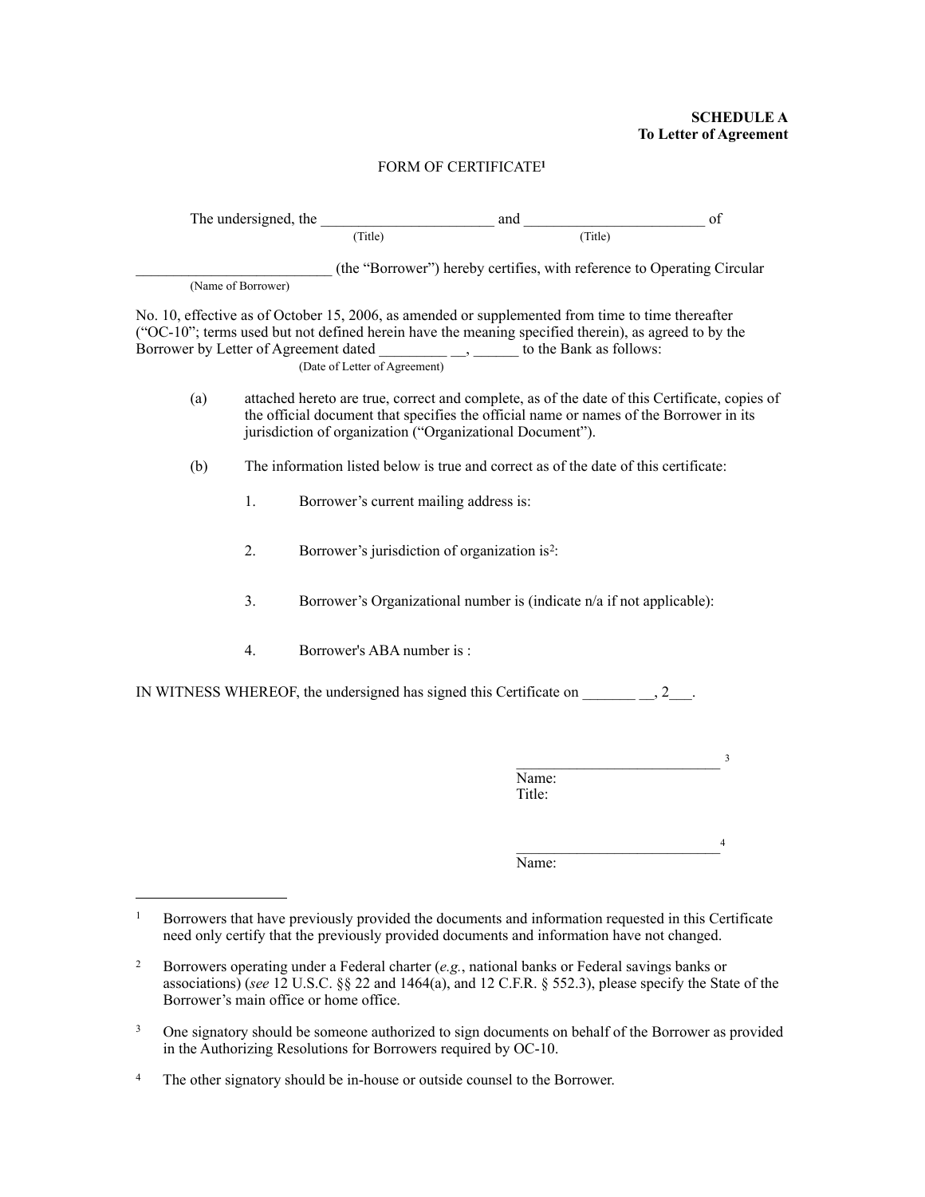**SCHEDULE A**
**To Letter of Agreement**

FORM OF CERTIFICATE[1]

The undersigned, the ______________________ (Title) and ________________________ (Title) of _________________________ (Name of Borrower) (the "Borrower") hereby certifies, with reference to Operating Circular No. 10, effective as of October 15, 2006, as amended or supplemented from time to time thereafter ("OC-10"; terms used but not defined herein have the meaning specified therein), as agreed to by the Borrower by Letter of Agreement dated _________ __, ______ (Date of Letter of Agreement) to the Bank as follows:

(a) attached hereto are true, correct and complete, as of the date of this Certificate, copies of the official document that specifies the official name or names of the Borrower in its jurisdiction of organization ("Organizational Document").

(b) The information listed below is true and correct as of the date of this certificate:

1. Borrower's current mailing address is:

2. Borrower's jurisdiction of organization is[2]:

3. Borrower's Organizational number is (indicate n/a if not applicable):

4. Borrower's ABA number is :

IN WITNESS WHEREOF, the undersigned has signed this Certificate on _______ __, 2___.

___________________________[3]
Name:
Title:

___________________________[4]
Name:

---

[1] Borrowers that have previously provided the documents and information requested in this Certificate need only certify that the previously provided documents and information have not changed.

[2] Borrowers operating under a Federal charter (*e.g.*, national banks or Federal savings banks or associations) (*see* 12 U.S.C. §§ 22 and 1464(a), and 12 C.F.R. § 552.3), please specify the State of the Borrower's main office or home office.

[3] One signatory should be someone authorized to sign documents on behalf of the Borrower as provided in the Authorizing Resolutions for Borrowers required by OC-10.

[4] The other signatory should be in-house or outside counsel to the Borrower.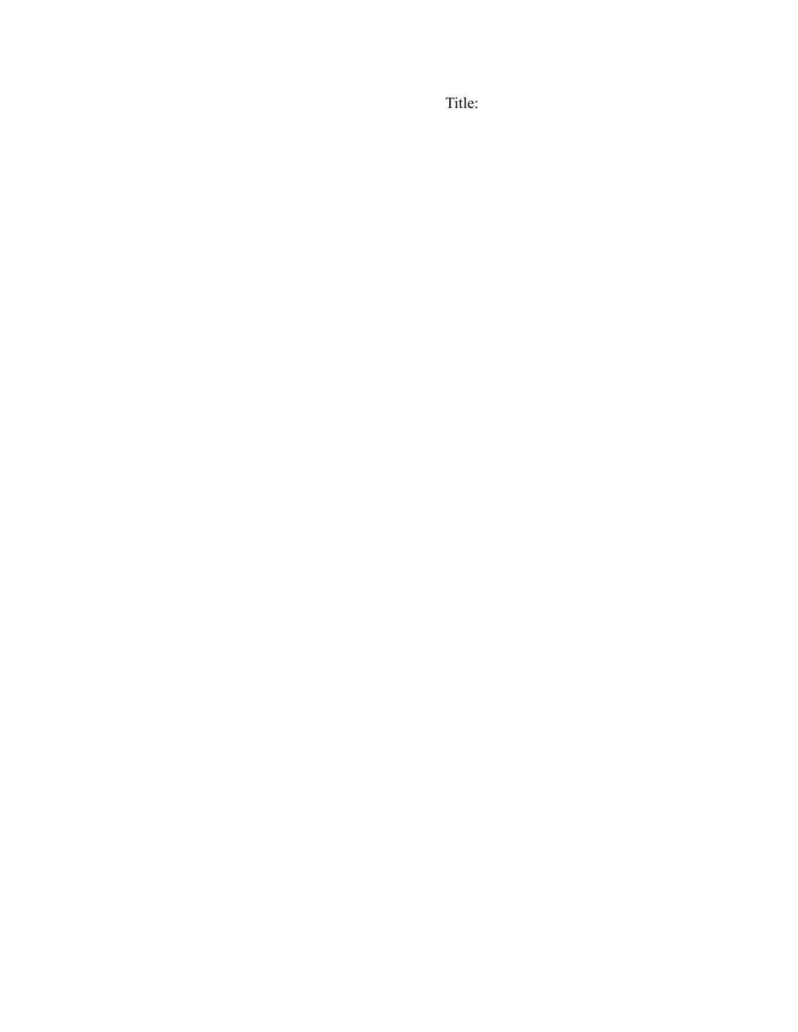Title: